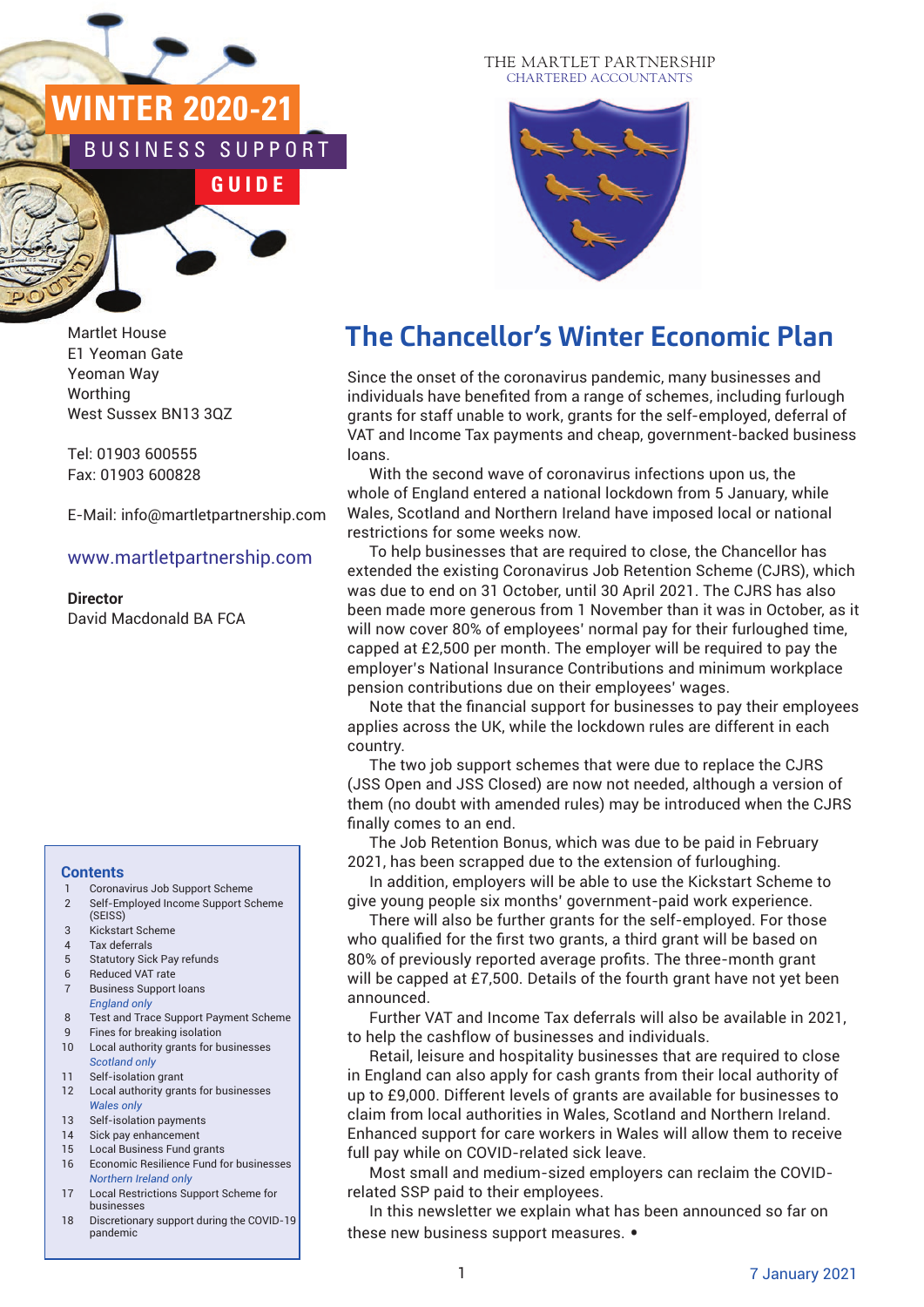# WINTER 2020-21

## BUSINESS SUPPORT GUIDE

THE MARTLET PARTNERSHIP
CHARTERED ACCOUNTANTS

Martlet House
E1 Yeoman Gate
Yeoman Way
Worthing
West Sussex BN13 3QZ

Tel: 01903 600555
Fax: 01903 600828

E-Mail: info@martletpartnership.com

www.martletpartnership.com

**Director**
David Macdonald BA FCA

**Contents**

1. Coronavirus Job Support Scheme
2. Self-Employed Income Support Scheme (SEISS)
3. Kickstart Scheme
4. Tax deferrals
5. Statutory Sick Pay refunds
6. Reduced VAT rate
7. Business Support loans

*England only*

8. Test and Trace Support Payment Scheme
9. Fines for breaking isolation
10. Local authority grants for businesses

*Scotland only*

11. Self-isolation grant
12. Local authority grants for businesses

*Wales only*

13. Self-isolation payments
14. Sick pay enhancement
15. Local Business Fund grants
16. Economic Resilience Fund for businesses

*Northern Ireland only*

17. Local Restrictions Support Scheme for businesses
18. Discretionary support during the COVID-19 pandemic

# The Chancellor's Winter Economic Plan

Since the onset of the coronavirus pandemic, many businesses and individuals have benefited from a range of schemes, including furlough grants for staff unable to work, grants for the self-employed, deferral of VAT and Income Tax payments and cheap, government-backed business loans.

With the second wave of coronavirus infections upon us, the whole of England entered a national lockdown from 5 January, while Wales, Scotland and Northern Ireland have imposed local or national restrictions for some weeks now.

To help businesses that are required to close, the Chancellor has extended the existing Coronavirus Job Retention Scheme (CJRS), which was due to end on 31 October, until 30 April 2021. The CJRS has also been made more generous from 1 November than it was in October, as it will now cover 80% of employees' normal pay for their furloughed time, capped at £2,500 per month. The employer will be required to pay the employer's National Insurance Contributions and minimum workplace pension contributions due on their employees' wages.

Note that the financial support for businesses to pay their employees applies across the UK, while the lockdown rules are different in each country.

The two job support schemes that were due to replace the CJRS (JSS Open and JSS Closed) are now not needed, although a version of them (no doubt with amended rules) may be introduced when the CJRS finally comes to an end.

The Job Retention Bonus, which was due to be paid in February 2021, has been scrapped due to the extension of furloughing.

In addition, employers will be able to use the Kickstart Scheme to give young people six months' government-paid work experience.

There will also be further grants for the self-employed. For those who qualified for the first two grants, a third grant will be based on 80% of previously reported average profits. The three-month grant will be capped at £7,500. Details of the fourth grant have not yet been announced.

Further VAT and Income Tax deferrals will also be available in 2021, to help the cashflow of businesses and individuals.

Retail, leisure and hospitality businesses that are required to close in England can also apply for cash grants from their local authority of up to £9,000. Different levels of grants are available for businesses to claim from local authorities in Wales, Scotland and Northern Ireland. Enhanced support for care workers in Wales will allow them to receive full pay while on COVID-related sick leave.

Most small and medium-sized employers can reclaim the COVID-related SSP paid to their employees.

In this newsletter we explain what has been announced so far on these new business support measures. •

7 January 2021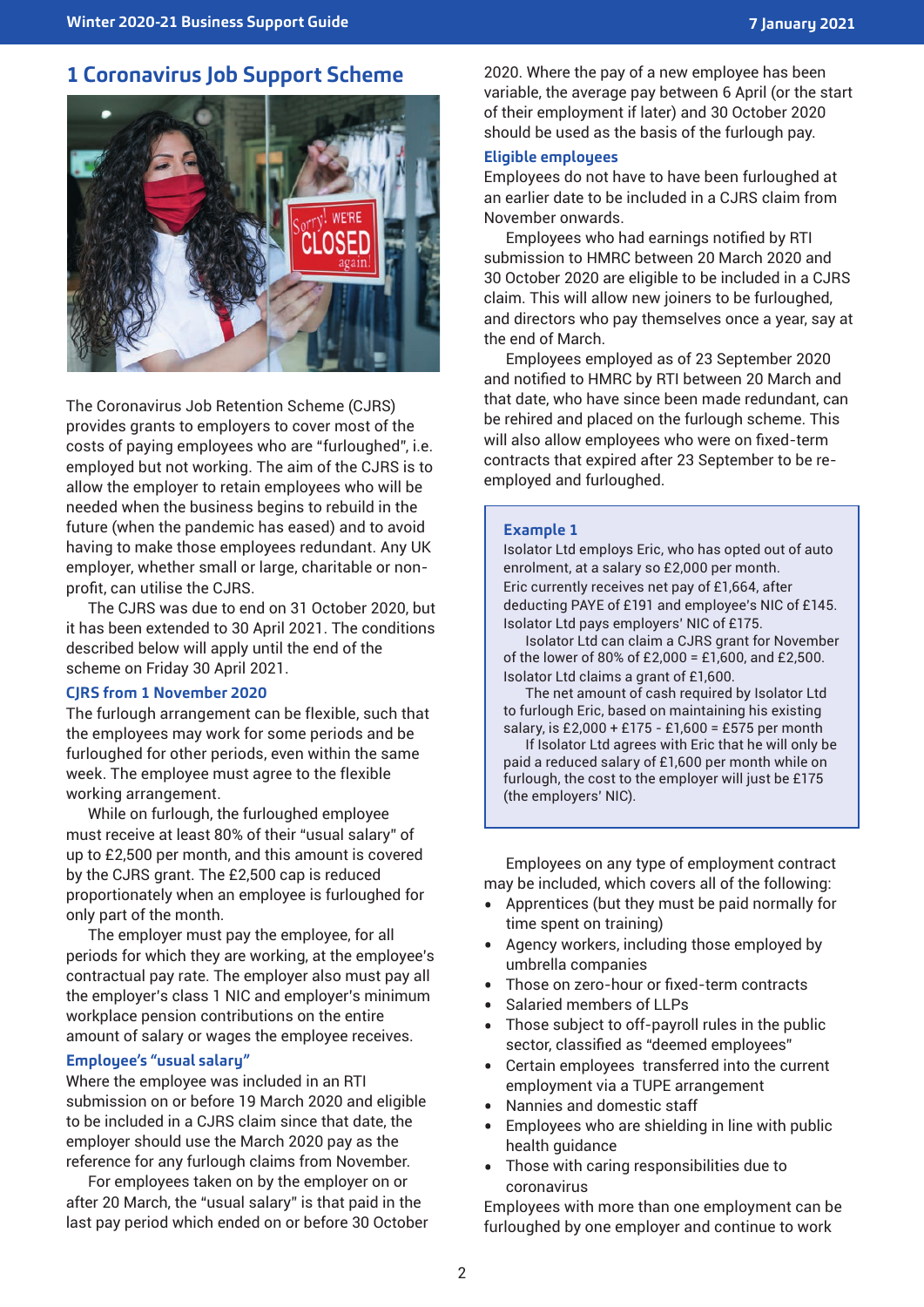## 1 Coronavirus Job Support Scheme

The Coronavirus Job Retention Scheme (CJRS) provides grants to employers to cover most of the costs of paying employees who are "furloughed", i.e. employed but not working. The aim of the CJRS is to allow the employer to retain employees who will be needed when the business begins to rebuild in the future (when the pandemic has eased) and to avoid having to make those employees redundant. Any UK employer, whether small or large, charitable or non-profit, can utilise the CJRS.

The CJRS was due to end on 31 October 2020, but it has been extended to 30 April 2021. The conditions described below will apply until the end of the scheme on Friday 30 April 2021.

### CJRS from 1 November 2020

The furlough arrangement can be flexible, such that the employees may work for some periods and be furloughed for other periods, even within the same week. The employee must agree to the flexible working arrangement.

While on furlough, the furloughed employee must receive at least 80% of their "usual salary" of up to £2,500 per month, and this amount is covered by the CJRS grant. The £2,500 cap is reduced proportionately when an employee is furloughed for only part of the month.

The employer must pay the employee, for all periods for which they are working, at the employee's contractual pay rate. The employer also must pay all the employer's class 1 NIC and employer's minimum workplace pension contributions on the entire amount of salary or wages the employee receives.

### Employee's "usual salary"

Where the employee was included in an RTI submission on or before 19 March 2020 and eligible to be included in a CJRS claim since that date, the employer should use the March 2020 pay as the reference for any furlough claims from November.

For employees taken on by the employer on or after 20 March, the "usual salary" is that paid in the last pay period which ended on or before 30 October 2020. Where the pay of a new employee has been variable, the average pay between 6 April (or the start of their employment if later) and 30 October 2020 should be used as the basis of the furlough pay.

### Eligible employees

Employees do not have to have been furloughed at an earlier date to be included in a CJRS claim from November onwards.

Employees who had earnings notified by RTI submission to HMRC between 20 March 2020 and 30 October 2020 are eligible to be included in a CJRS claim. This will allow new joiners to be furloughed, and directors who pay themselves once a year, say at the end of March.

Employees employed as of 23 September 2020 and notified to HMRC by RTI between 20 March and that date, who have since been made redundant, can be rehired and placed on the furlough scheme. This will also allow employees who were on fixed-term contracts that expired after 23 September to be re-employed and furloughed.

> **Example 1**
>
> Isolator Ltd employs Eric, who has opted out of auto enrolment, at a salary so £2,000 per month.
> Eric currently receives net pay of £1,664, after deducting PAYE of £191 and employee's NIC of £145.
> Isolator Ltd pays employers' NIC of £175.
>
> Isolator Ltd can claim a CJRS grant for November of the lower of 80% of £2,000 = £1,600, and £2,500.
> Isolator Ltd claims a grant of £1,600.
>
> The net amount of cash required by Isolator Ltd to furlough Eric, based on maintaining his existing salary, is £2,000 + £175 - £1,600 = £575 per month
>
> If Isolator Ltd agrees with Eric that he will only be paid a reduced salary of £1,600 per month while on furlough, the cost to the employer will just be £175 (the employers' NIC).

Employees on any type of employment contract may be included, which covers all of the following:

- Apprentices (but they must be paid normally for time spent on training)
- Agency workers, including those employed by umbrella companies
- Those on zero-hour or fixed-term contracts
- Salaried members of LLPs
- Those subject to off-payroll rules in the public sector, classified as "deemed employees"
- Certain employees transferred into the current employment via a TUPE arrangement
- Nannies and domestic staff
- Employees who are shielding in line with public health guidance
- Those with caring responsibilities due to coronavirus

Employees with more than one employment can be furloughed by one employer and continue to work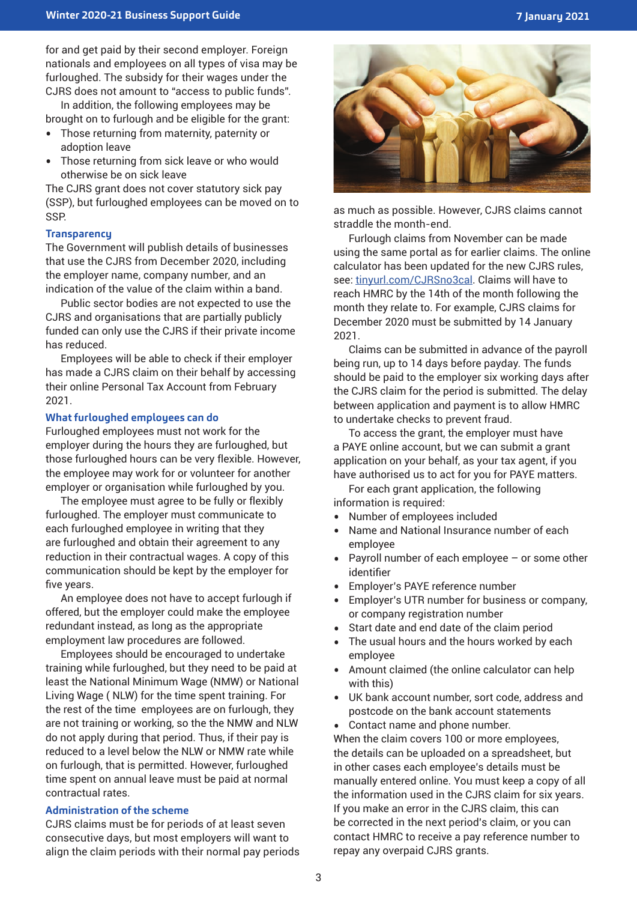for and get paid by their second employer. Foreign nationals and employees on all types of visa may be furloughed. The subsidy for their wages under the CJRS does not amount to "access to public funds".

In addition, the following employees may be brought on to furlough and be eligible for the grant:

- Those returning from maternity, paternity or adoption leave
- Those returning from sick leave or who would otherwise be on sick leave

The CJRS grant does not cover statutory sick pay (SSP), but furloughed employees can be moved on to SSP.

### Transparency

The Government will publish details of businesses that use the CJRS from December 2020, including the employer name, company number, and an indication of the value of the claim within a band.

Public sector bodies are not expected to use the CJRS and organisations that are partially publicly funded can only use the CJRS if their private income has reduced.

Employees will be able to check if their employer has made a CJRS claim on their behalf by accessing their online Personal Tax Account from February 2021.

### What furloughed employees can do

Furloughed employees must not work for the employer during the hours they are furloughed, but those furloughed hours can be very flexible. However, the employee may work for or volunteer for another employer or organisation while furloughed by you.

The employee must agree to be fully or flexibly furloughed. The employer must communicate to each furloughed employee in writing that they are furloughed and obtain their agreement to any reduction in their contractual wages. A copy of this communication should be kept by the employer for five years.

An employee does not have to accept furlough if offered, but the employer could make the employee redundant instead, as long as the appropriate employment law procedures are followed.

Employees should be encouraged to undertake training while furloughed, but they need to be paid at least the National Minimum Wage (NMW) or National Living Wage ( NLW) for the time spent training. For the rest of the time employees are on furlough, they are not training or working, so the the NMW and NLW do not apply during that period. Thus, if their pay is reduced to a level below the NLW or NMW rate while on furlough, that is permitted. However, furloughed time spent on annual leave must be paid at normal contractual rates.

### Administration of the scheme

CJRS claims must be for periods of at least seven consecutive days, but most employers will want to align the claim periods with their normal pay periods as much as possible. However, CJRS claims cannot straddle the month-end.

Furlough claims from November can be made using the same portal as for earlier claims. The online calculator has been updated for the new CJRS rules, see: tinyurl.com/CJRSno3cal. Claims will have to reach HMRC by the 14th of the month following the month they relate to. For example, CJRS claims for December 2020 must be submitted by 14 January 2021.

Claims can be submitted in advance of the payroll being run, up to 14 days before payday. The funds should be paid to the employer six working days after the CJRS claim for the period is submitted. The delay between application and payment is to allow HMRC to undertake checks to prevent fraud.

To access the grant, the employer must have a PAYE online account, but we can submit a grant application on your behalf, as your tax agent, if you have authorised us to act for you for PAYE matters.

For each grant application, the following information is required:

- Number of employees included
- Name and National Insurance number of each employee
- Payroll number of each employee – or some other identifier
- Employer's PAYE reference number
- Employer's UTR number for business or company, or company registration number
- Start date and end date of the claim period
- The usual hours and the hours worked by each employee
- Amount claimed (the online calculator can help with this)
- UK bank account number, sort code, address and postcode on the bank account statements
- Contact name and phone number.

When the claim covers 100 or more employees, the details can be uploaded on a spreadsheet, but in other cases each employee's details must be manually entered online. You must keep a copy of all the information used in the CJRS claim for six years. If you make an error in the CJRS claim, this can be corrected in the next period's claim, or you can contact HMRC to receive a pay reference number to repay any overpaid CJRS grants.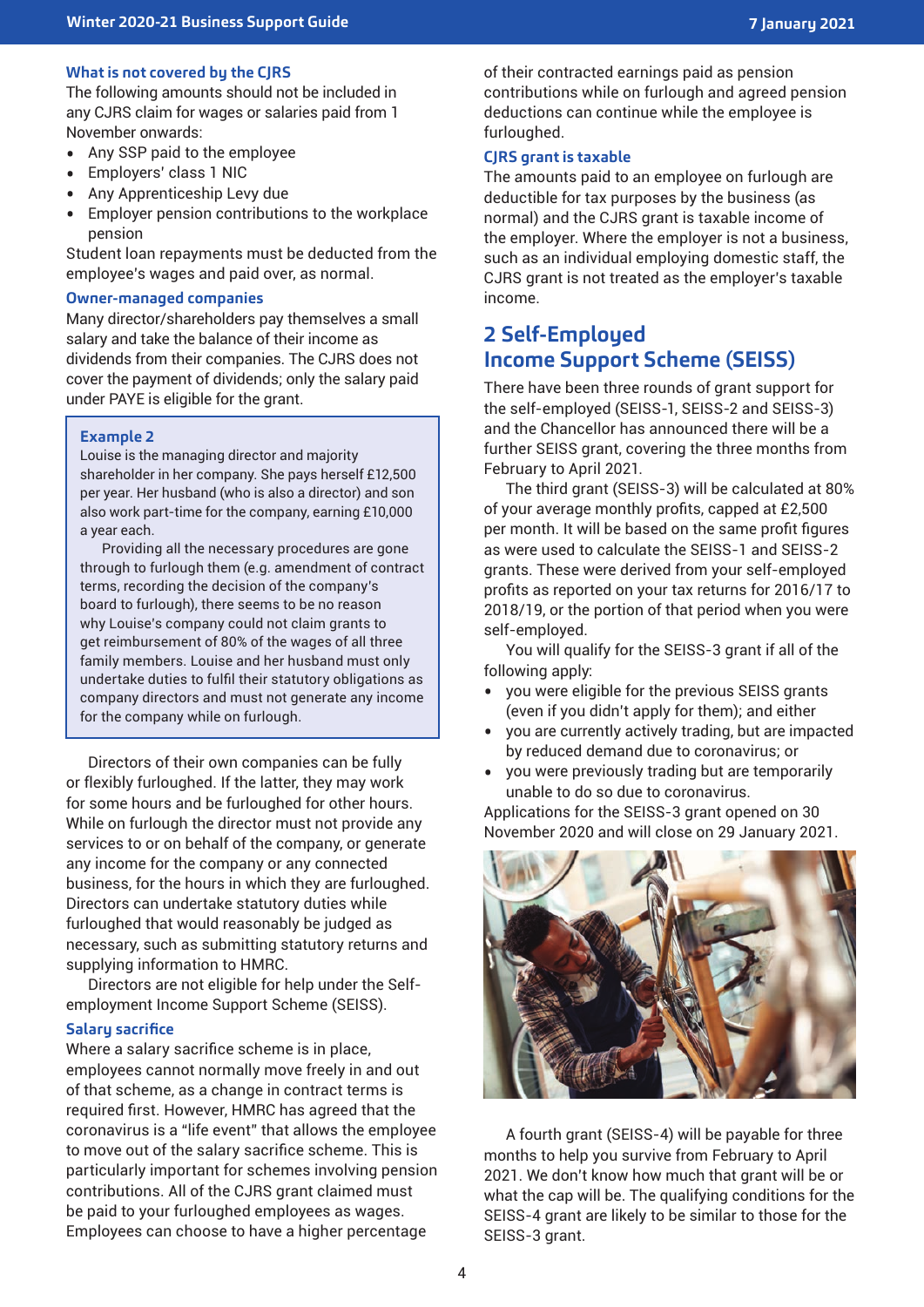### What is not covered by the CJRS

The following amounts should not be included in any CJRS claim for wages or salaries paid from 1 November onwards:

- Any SSP paid to the employee
- Employers' class 1 NIC
- Any Apprenticeship Levy due
- Employer pension contributions to the workplace pension

Student loan repayments must be deducted from the employee's wages and paid over, as normal.

### Owner-managed companies

Many director/shareholders pay themselves a small salary and take the balance of their income as dividends from their companies. The CJRS does not cover the payment of dividends; only the salary paid under PAYE is eligible for the grant.

> **Example 2**
>
> Louise is the managing director and majority shareholder in her company. She pays herself £12,500 per year. Her husband (who is also a director) and son also work part-time for the company, earning £10,000 a year each.
>
> Providing all the necessary procedures are gone through to furlough them (e.g. amendment of contract terms, recording the decision of the company's board to furlough), there seems to be no reason why Louise's company could not claim grants to get reimbursement of 80% of the wages of all three family members. Louise and her husband must only undertake duties to fulfil their statutory obligations as company directors and must not generate any income for the company while on furlough.

Directors of their own companies can be fully or flexibly furloughed. If the latter, they may work for some hours and be furloughed for other hours. While on furlough the director must not provide any services to or on behalf of the company, or generate any income for the company or any connected business, for the hours in which they are furloughed. Directors can undertake statutory duties while furloughed that would reasonably be judged as necessary, such as submitting statutory returns and supplying information to HMRC.

Directors are not eligible for help under the Self-employment Income Support Scheme (SEISS).

### Salary sacrifice

Where a salary sacrifice scheme is in place, employees cannot normally move freely in and out of that scheme, as a change in contract terms is required first. However, HMRC has agreed that the coronavirus is a "life event" that allows the employee to move out of the salary sacrifice scheme. This is particularly important for schemes involving pension contributions. All of the CJRS grant claimed must be paid to your furloughed employees as wages. Employees can choose to have a higher percentage of their contracted earnings paid as pension contributions while on furlough and agreed pension deductions can continue while the employee is furloughed.

### CJRS grant is taxable

The amounts paid to an employee on furlough are deductible for tax purposes by the business (as normal) and the CJRS grant is taxable income of the employer. Where the employer is not a business, such as an individual employing domestic staff, the CJRS grant is not treated as the employer's taxable income.

## 2 Self-Employed Income Support Scheme (SEISS)

There have been three rounds of grant support for the self-employed (SEISS-1, SEISS-2 and SEISS-3) and the Chancellor has announced there will be a further SEISS grant, covering the three months from February to April 2021.

The third grant (SEISS-3) will be calculated at 80% of your average monthly profits, capped at £2,500 per month. It will be based on the same profit figures as were used to calculate the SEISS-1 and SEISS-2 grants. These were derived from your self-employed profits as reported on your tax returns for 2016/17 to 2018/19, or the portion of that period when you were self-employed.

You will qualify for the SEISS-3 grant if all of the following apply:

- you were eligible for the previous SEISS grants (even if you didn't apply for them); and either
- you are currently actively trading, but are impacted by reduced demand due to coronavirus; or
- you were previously trading but are temporarily unable to do so due to coronavirus.

Applications for the SEISS-3 grant opened on 30 November 2020 and will close on 29 January 2021.

A fourth grant (SEISS-4) will be payable for three months to help you survive from February to April 2021. We don't know how much that grant will be or what the cap will be. The qualifying conditions for the SEISS-4 grant are likely to be similar to those for the SEISS-3 grant.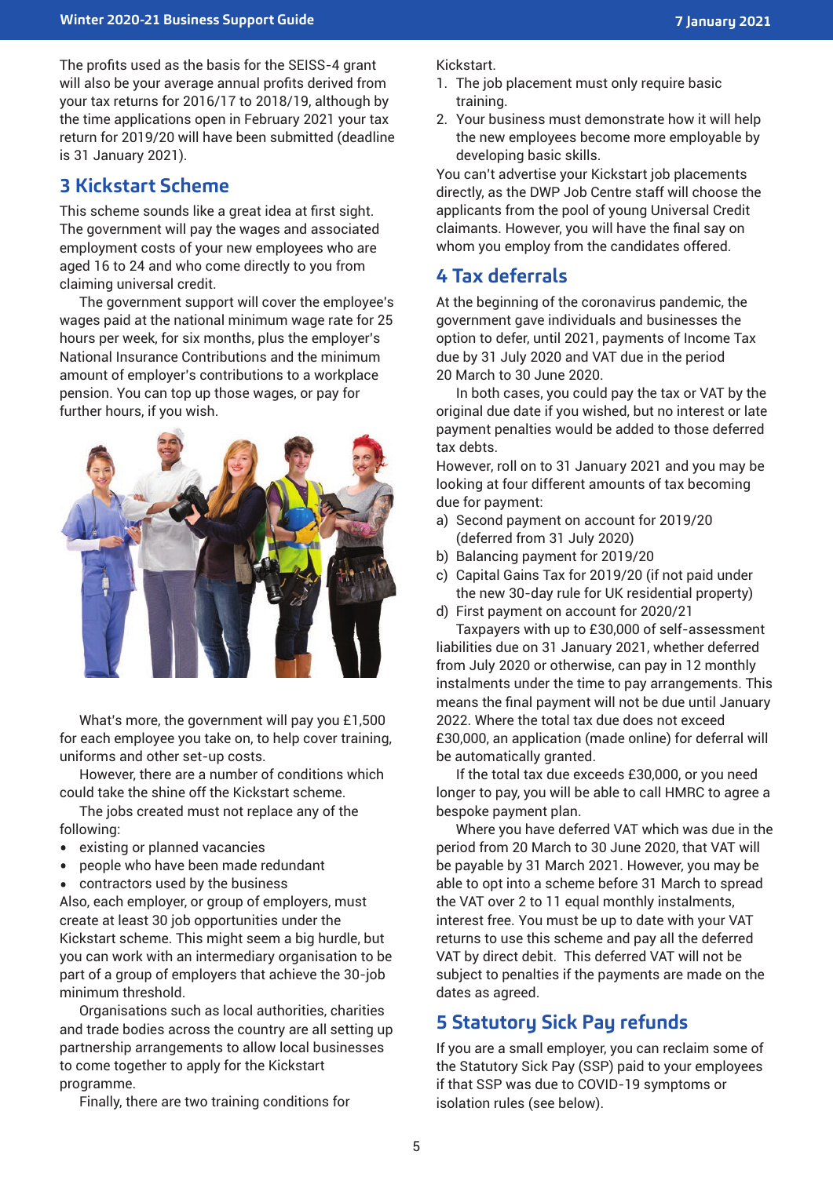The profits used as the basis for the SEISS-4 grant will also be your average annual profits derived from your tax returns for 2016/17 to 2018/19, although by the time applications open in February 2021 your tax return for 2019/20 will have been submitted (deadline is 31 January 2021).

## 3 Kickstart Scheme

This scheme sounds like a great idea at first sight. The government will pay the wages and associated employment costs of your new employees who are aged 16 to 24 and who come directly to you from claiming universal credit.

The government support will cover the employee's wages paid at the national minimum wage rate for 25 hours per week, for six months, plus the employer's National Insurance Contributions and the minimum amount of employer's contributions to a workplace pension. You can top up those wages, or pay for further hours, if you wish.

What's more, the government will pay you £1,500 for each employee you take on, to help cover training, uniforms and other set-up costs.

However, there are a number of conditions which could take the shine off the Kickstart scheme.

The jobs created must not replace any of the following:

- existing or planned vacancies
- people who have been made redundant
- contractors used by the business

Also, each employer, or group of employers, must create at least 30 job opportunities under the Kickstart scheme. This might seem a big hurdle, but you can work with an intermediary organisation to be part of a group of employers that achieve the 30-job minimum threshold.

Organisations such as local authorities, charities and trade bodies across the country are all setting up partnership arrangements to allow local businesses to come together to apply for the Kickstart programme.

Finally, there are two training conditions for Kickstart.

1. The job placement must only require basic training.
2. Your business must demonstrate how it will help the new employees become more employable by developing basic skills.

You can't advertise your Kickstart job placements directly, as the DWP Job Centre staff will choose the applicants from the pool of young Universal Credit claimants. However, you will have the final say on whom you employ from the candidates offered.

## 4 Tax deferrals

At the beginning of the coronavirus pandemic, the government gave individuals and businesses the option to defer, until 2021, payments of Income Tax due by 31 July 2020 and VAT due in the period 20 March to 30 June 2020.

In both cases, you could pay the tax or VAT by the original due date if you wished, but no interest or late payment penalties would be added to those deferred tax debts.

However, roll on to 31 January 2021 and you may be looking at four different amounts of tax becoming due for payment:

a) Second payment on account for 2019/20 (deferred from 31 July 2020)
b) Balancing payment for 2019/20
c) Capital Gains Tax for 2019/20 (if not paid under the new 30-day rule for UK residential property)
d) First payment on account for 2020/21

Taxpayers with up to £30,000 of self-assessment liabilities due on 31 January 2021, whether deferred from July 2020 or otherwise, can pay in 12 monthly instalments under the time to pay arrangements. This means the final payment will not be due until January 2022. Where the total tax due does not exceed £30,000, an application (made online) for deferral will be automatically granted.

If the total tax due exceeds £30,000, or you need longer to pay, you will be able to call HMRC to agree a bespoke payment plan.

Where you have deferred VAT which was due in the period from 20 March to 30 June 2020, that VAT will be payable by 31 March 2021. However, you may be able to opt into a scheme before 31 March to spread the VAT over 2 to 11 equal monthly instalments, interest free. You must be up to date with your VAT returns to use this scheme and pay all the deferred VAT by direct debit. This deferred VAT will not be subject to penalties if the payments are made on the dates as agreed.

## 5 Statutory Sick Pay refunds

If you are a small employer, you can reclaim some of the Statutory Sick Pay (SSP) paid to your employees if that SSP was due to COVID-19 symptoms or isolation rules (see below).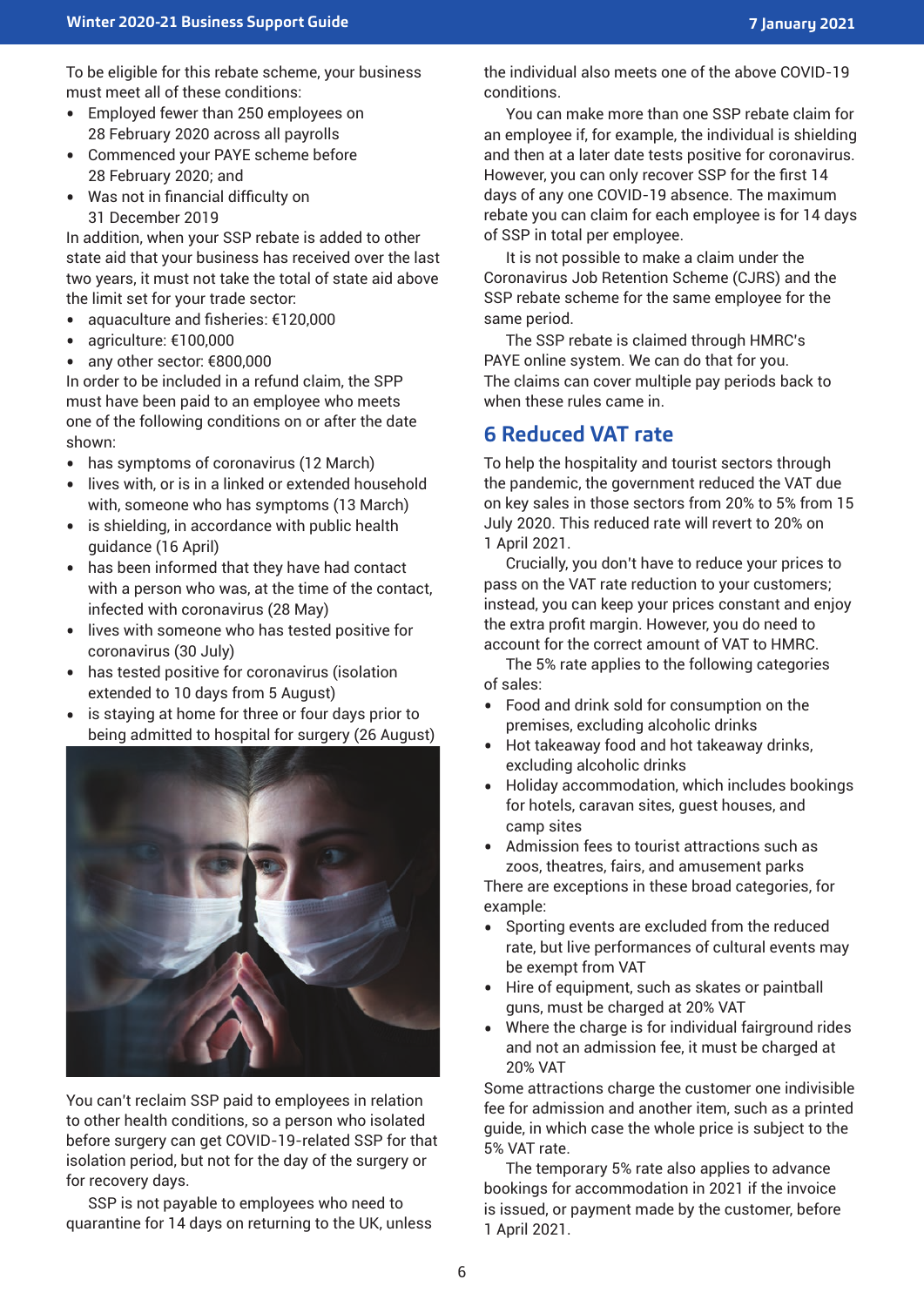To be eligible for this rebate scheme, your business must meet all of these conditions:

- Employed fewer than 250 employees on 28 February 2020 across all payrolls
- Commenced your PAYE scheme before 28 February 2020; and
- Was not in financial difficulty on 31 December 2019

In addition, when your SSP rebate is added to other state aid that your business has received over the last two years, it must not take the total of state aid above the limit set for your trade sector:

- aquaculture and fisheries: €120,000
- agriculture: €100,000
- any other sector: €800,000

In order to be included in a refund claim, the SPP must have been paid to an employee who meets one of the following conditions on or after the date shown:

- has symptoms of coronavirus (12 March)
- lives with, or is in a linked or extended household with, someone who has symptoms (13 March)
- is shielding, in accordance with public health guidance (16 April)
- has been informed that they have had contact with a person who was, at the time of the contact, infected with coronavirus (28 May)
- lives with someone who has tested positive for coronavirus (30 July)
- has tested positive for coronavirus (isolation extended to 10 days from 5 August)
- is staying at home for three or four days prior to being admitted to hospital for surgery (26 August)

You can't reclaim SSP paid to employees in relation to other health conditions, so a person who isolated before surgery can get COVID-19-related SSP for that isolation period, but not for the day of the surgery or for recovery days.

SSP is not payable to employees who need to quarantine for 14 days on returning to the UK, unless the individual also meets one of the above COVID-19 conditions.

You can make more than one SSP rebate claim for an employee if, for example, the individual is shielding and then at a later date tests positive for coronavirus. However, you can only recover SSP for the first 14 days of any one COVID-19 absence. The maximum rebate you can claim for each employee is for 14 days of SSP in total per employee.

It is not possible to make a claim under the Coronavirus Job Retention Scheme (CJRS) and the SSP rebate scheme for the same employee for the same period.

The SSP rebate is claimed through HMRC's PAYE online system. We can do that for you. The claims can cover multiple pay periods back to when these rules came in.

## 6 Reduced VAT rate

To help the hospitality and tourist sectors through the pandemic, the government reduced the VAT due on key sales in those sectors from 20% to 5% from 15 July 2020. This reduced rate will revert to 20% on 1 April 2021.

Crucially, you don't have to reduce your prices to pass on the VAT rate reduction to your customers; instead, you can keep your prices constant and enjoy the extra profit margin. However, you do need to account for the correct amount of VAT to HMRC.

The 5% rate applies to the following categories of sales:

- Food and drink sold for consumption on the premises, excluding alcoholic drinks
- Hot takeaway food and hot takeaway drinks, excluding alcoholic drinks
- Holiday accommodation, which includes bookings for hotels, caravan sites, guest houses, and camp sites
- Admission fees to tourist attractions such as zoos, theatres, fairs, and amusement parks

There are exceptions in these broad categories, for example:

- Sporting events are excluded from the reduced rate, but live performances of cultural events may be exempt from VAT
- Hire of equipment, such as skates or paintball guns, must be charged at 20% VAT
- Where the charge is for individual fairground rides and not an admission fee, it must be charged at 20% VAT

Some attractions charge the customer one indivisible fee for admission and another item, such as a printed guide, in which case the whole price is subject to the 5% VAT rate.

The temporary 5% rate also applies to advance bookings for accommodation in 2021 if the invoice is issued, or payment made by the customer, before 1 April 2021.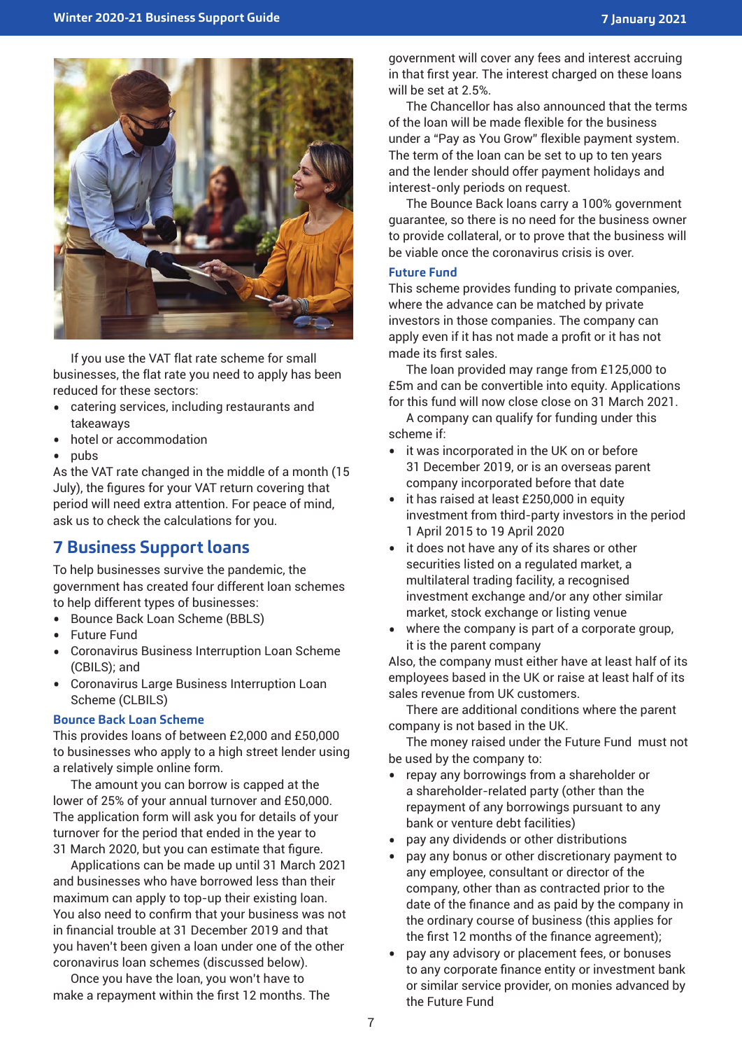If you use the VAT flat rate scheme for small businesses, the flat rate you need to apply has been reduced for these sectors:

- catering services, including restaurants and takeaways
- hotel or accommodation
- pubs

As the VAT rate changed in the middle of a month (15 July), the figures for your VAT return covering that period will need extra attention. For peace of mind, ask us to check the calculations for you.

## 7 Business Support loans

To help businesses survive the pandemic, the government has created four different loan schemes to help different types of businesses:

- Bounce Back Loan Scheme (BBLS)
- Future Fund
- Coronavirus Business Interruption Loan Scheme (CBILS); and
- Coronavirus Large Business Interruption Loan Scheme (CLBILS)

### Bounce Back Loan Scheme

This provides loans of between £2,000 and £50,000 to businesses who apply to a high street lender using a relatively simple online form.

The amount you can borrow is capped at the lower of 25% of your annual turnover and £50,000. The application form will ask you for details of your turnover for the period that ended in the year to 31 March 2020, but you can estimate that figure.

Applications can be made up until 31 March 2021 and businesses who have borrowed less than their maximum can apply to top-up their existing loan. You also need to confirm that your business was not in financial trouble at 31 December 2019 and that you haven't been given a loan under one of the other coronavirus loan schemes (discussed below).

Once you have the loan, you won't have to make a repayment within the first 12 months. The government will cover any fees and interest accruing in that first year. The interest charged on these loans will be set at 2.5%.

The Chancellor has also announced that the terms of the loan will be made flexible for the business under a "Pay as You Grow" flexible payment system. The term of the loan can be set to up to ten years and the lender should offer payment holidays and interest-only periods on request.

The Bounce Back loans carry a 100% government guarantee, so there is no need for the business owner to provide collateral, or to prove that the business will be viable once the coronavirus crisis is over.

### Future Fund

This scheme provides funding to private companies, where the advance can be matched by private investors in those companies. The company can apply even if it has not made a profit or it has not made its first sales.

The loan provided may range from £125,000 to £5m and can be convertible into equity. Applications for this fund will now close close on 31 March 2021.

A company can qualify for funding under this scheme if:

- it was incorporated in the UK on or before 31 December 2019, or is an overseas parent company incorporated before that date
- it has raised at least £250,000 in equity investment from third-party investors in the period 1 April 2015 to 19 April 2020
- it does not have any of its shares or other securities listed on a regulated market, a multilateral trading facility, a recognised investment exchange and/or any other similar market, stock exchange or listing venue
- where the company is part of a corporate group, it is the parent company

Also, the company must either have at least half of its employees based in the UK or raise at least half of its sales revenue from UK customers.

There are additional conditions where the parent company is not based in the UK.

The money raised under the Future Fund must not be used by the company to:

- repay any borrowings from a shareholder or a shareholder-related party (other than the repayment of any borrowings pursuant to any bank or venture debt facilities)
- pay any dividends or other distributions
- pay any bonus or other discretionary payment to any employee, consultant or director of the company, other than as contracted prior to the date of the finance and as paid by the company in the ordinary course of business (this applies for the first 12 months of the finance agreement);
- pay any advisory or placement fees, or bonuses to any corporate finance entity or investment bank or similar service provider, on monies advanced by the Future Fund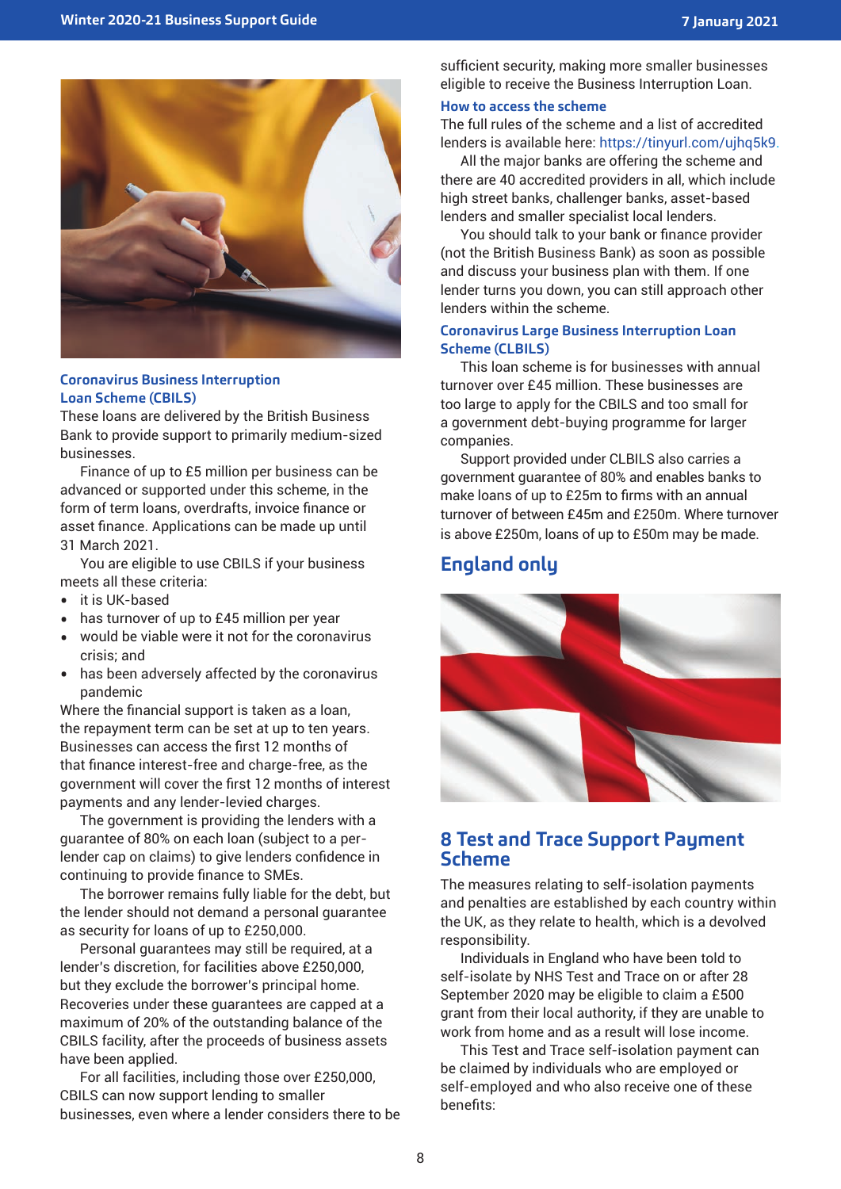### Coronavirus Business Interruption Loan Scheme (CBILS)

These loans are delivered by the British Business Bank to provide support to primarily medium-sized businesses.

Finance of up to £5 million per business can be advanced or supported under this scheme, in the form of term loans, overdrafts, invoice finance or asset finance. Applications can be made up until 31 March 2021.

You are eligible to use CBILS if your business meets all these criteria:

- it is UK-based
- has turnover of up to £45 million per year
- would be viable were it not for the coronavirus crisis; and
- has been adversely affected by the coronavirus pandemic

Where the financial support is taken as a loan, the repayment term can be set at up to ten years. Businesses can access the first 12 months of that finance interest-free and charge-free, as the government will cover the first 12 months of interest payments and any lender-levied charges.

The government is providing the lenders with a guarantee of 80% on each loan (subject to a per-lender cap on claims) to give lenders confidence in continuing to provide finance to SMEs.

The borrower remains fully liable for the debt, but the lender should not demand a personal guarantee as security for loans of up to £250,000.

Personal guarantees may still be required, at a lender's discretion, for facilities above £250,000, but they exclude the borrower's principal home. Recoveries under these guarantees are capped at a maximum of 20% of the outstanding balance of the CBILS facility, after the proceeds of business assets have been applied.

For all facilities, including those over £250,000, CBILS can now support lending to smaller businesses, even where a lender considers there to be sufficient security, making more smaller businesses eligible to receive the Business Interruption Loan.

#### How to access the scheme

The full rules of the scheme and a list of accredited lenders is available here: https://tinyurl.com/ujhq5k9.

All the major banks are offering the scheme and there are 40 accredited providers in all, which include high street banks, challenger banks, asset-based lenders and smaller specialist local lenders.

You should talk to your bank or finance provider (not the British Business Bank) as soon as possible and discuss your business plan with them. If one lender turns you down, you can still approach other lenders within the scheme.

### Coronavirus Large Business Interruption Loan Scheme (CLBILS)

This loan scheme is for businesses with annual turnover over £45 million. These businesses are too large to apply for the CBILS and too small for a government debt-buying programme for larger companies.

Support provided under CLBILS also carries a government guarantee of 80% and enables banks to make loans of up to £25m to firms with an annual turnover of between £45m and £250m. Where turnover is above £250m, loans of up to £50m may be made.

## England only

## 8 Test and Trace Support Payment Scheme

The measures relating to self-isolation payments and penalties are established by each country within the UK, as they relate to health, which is a devolved responsibility.

Individuals in England who have been told to self-isolate by NHS Test and Trace on or after 28 September 2020 may be eligible to claim a £500 grant from their local authority, if they are unable to work from home and as a result will lose income.

This Test and Trace self-isolation payment can be claimed by individuals who are employed or self-employed and who also receive one of these benefits: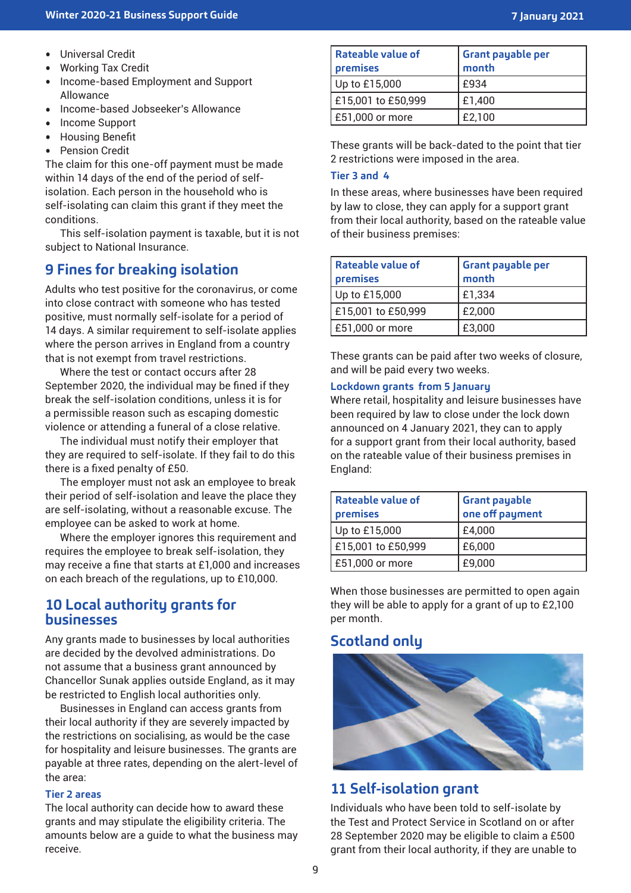- Universal Credit
- Working Tax Credit
- Income-based Employment and Support Allowance
- Income-based Jobseeker's Allowance
- Income Support
- Housing Benefit
- Pension Credit

The claim for this one-off payment must be made within 14 days of the end of the period of self-isolation. Each person in the household who is self-isolating can claim this grant if they meet the conditions.

This self-isolation payment is taxable, but it is not subject to National Insurance.

## 9 Fines for breaking isolation

Adults who test positive for the coronavirus, or come into close contract with someone who has tested positive, must normally self-isolate for a period of 14 days. A similar requirement to self-isolate applies where the person arrives in England from a country that is not exempt from travel restrictions.

Where the test or contact occurs after 28 September 2020, the individual may be fined if they break the self-isolation conditions, unless it is for a permissible reason such as escaping domestic violence or attending a funeral of a close relative.

The individual must notify their employer that they are required to self-isolate. If they fail to do this there is a fixed penalty of £50.

The employer must not ask an employee to break their period of self-isolation and leave the place they are self-isolating, without a reasonable excuse. The employee can be asked to work at home.

Where the employer ignores this requirement and requires the employee to break self-isolation, they may receive a fine that starts at £1,000 and increases on each breach of the regulations, up to £10,000.

## 10 Local authority grants for businesses

Any grants made to businesses by local authorities are decided by the devolved administrations. Do not assume that a business grant announced by Chancellor Sunak applies outside England, as it may be restricted to English local authorities only.

Businesses in England can access grants from their local authority if they are severely impacted by the restrictions on socialising, as would be the case for hospitality and leisure businesses. The grants are payable at three rates, depending on the alert-level of the area:

### Tier 2 areas

The local authority can decide how to award these grants and may stipulate the eligibility criteria. The amounts below are a guide to what the business may receive.

| Rateable value of premises | Grant payable per month |
|---|---|
| Up to £15,000 | £934 |
| £15,001 to £50,999 | £1,400 |
| £51,000 or more | £2,100 |

These grants will be back-dated to the point that tier 2 restrictions were imposed in the area.

### Tier 3 and 4

In these areas, where businesses have been required by law to close, they can apply for a support grant from their local authority, based on the rateable value of their business premises:

| Rateable value of premises | Grant payable per month |
|---|---|
| Up to £15,000 | £1,334 |
| £15,001 to £50,999 | £2,000 |
| £51,000 or more | £3,000 |

These grants can be paid after two weeks of closure, and will be paid every two weeks.

### Lockdown grants from 5 January

Where retail, hospitality and leisure businesses have been required by law to close under the lock down announced on 4 January 2021, they can to apply for a support grant from their local authority, based on the rateable value of their business premises in England:

| Rateable value of premises | Grant payable one off payment |
|---|---|
| Up to £15,000 | £4,000 |
| £15,001 to £50,999 | £6,000 |
| £51,000 or more | £9,000 |

When those businesses are permitted to open again they will be able to apply for a grant of up to £2,100 per month.

# Scotland only

## 11 Self-isolation grant

Individuals who have been told to self-isolate by the Test and Protect Service in Scotland on or after 28 September 2020 may be eligible to claim a £500 grant from their local authority, if they are unable to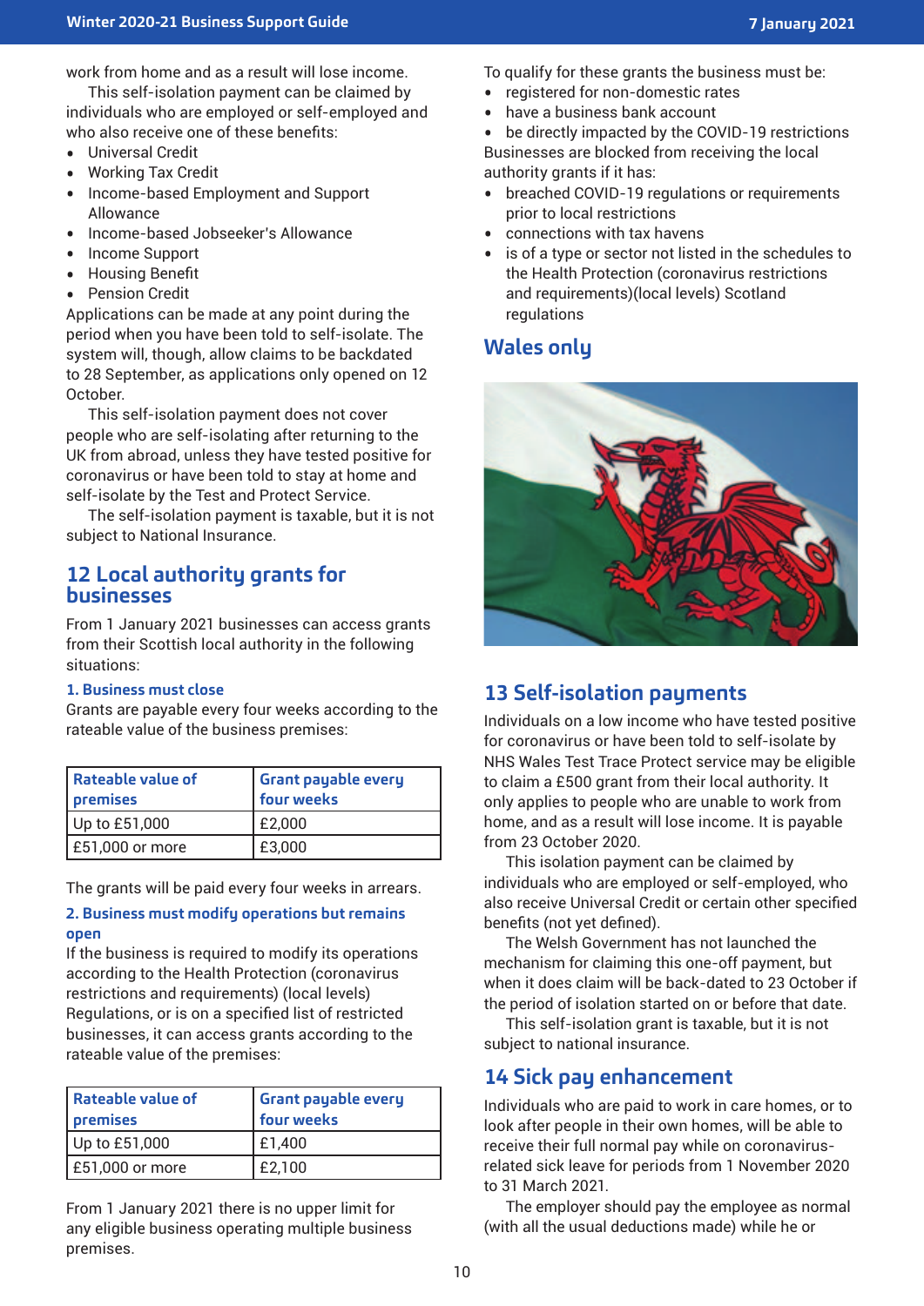work from home and as a result will lose income.

This self-isolation payment can be claimed by individuals who are employed or self-employed and who also receive one of these benefits:

- Universal Credit
- Working Tax Credit
- Income-based Employment and Support Allowance
- Income-based Jobseeker's Allowance
- Income Support
- Housing Benefit
- Pension Credit

Applications can be made at any point during the period when you have been told to self-isolate. The system will, though, allow claims to be backdated to 28 September, as applications only opened on 12 October.

This self-isolation payment does not cover people who are self-isolating after returning to the UK from abroad, unless they have tested positive for coronavirus or have been told to stay at home and self-isolate by the Test and Protect Service.

The self-isolation payment is taxable, but it is not subject to National Insurance.

## 12 Local authority grants for businesses

From 1 January 2021 businesses can access grants from their Scottish local authority in the following situations:

### 1. Business must close

Grants are payable every four weeks according to the rateable value of the business premises:

| Rateable value of premises | Grant payable every four weeks |
|---|---|
| Up to £51,000 | £2,000 |
| £51,000 or more | £3,000 |

The grants will be paid every four weeks in arrears.

### 2. Business must modify operations but remains open

If the business is required to modify its operations according to the Health Protection (coronavirus restrictions and requirements) (local levels) Regulations, or is on a specified list of restricted businesses, it can access grants according to the rateable value of the premises:

| Rateable value of premises | Grant payable every four weeks |
|---|---|
| Up to £51,000 | £1,400 |
| £51,000 or more | £2,100 |

From 1 January 2021 there is no upper limit for any eligible business operating multiple business premises.

To qualify for these grants the business must be:

- registered for non-domestic rates
- have a business bank account
- be directly impacted by the COVID-19 restrictions

Businesses are blocked from receiving the local authority grants if it has:

- breached COVID-19 regulations or requirements prior to local restrictions
- connections with tax havens
- is of a type or sector not listed in the schedules to the Health Protection (coronavirus restrictions and requirements)(local levels) Scotland regulations

# Wales only

## 13 Self-isolation payments

Individuals on a low income who have tested positive for coronavirus or have been told to self-isolate by NHS Wales Test Trace Protect service may be eligible to claim a £500 grant from their local authority. It only applies to people who are unable to work from home, and as a result will lose income. It is payable from 23 October 2020.

This isolation payment can be claimed by individuals who are employed or self-employed, who also receive Universal Credit or certain other specified benefits (not yet defined).

The Welsh Government has not launched the mechanism for claiming this one-off payment, but when it does claim will be back-dated to 23 October if the period of isolation started on or before that date.

This self-isolation grant is taxable, but it is not subject to national insurance.

## 14 Sick pay enhancement

Individuals who are paid to work in care homes, or to look after people in their own homes, will be able to receive their full normal pay while on coronavirus-related sick leave for periods from 1 November 2020 to 31 March 2021.

The employer should pay the employee as normal (with all the usual deductions made) while he or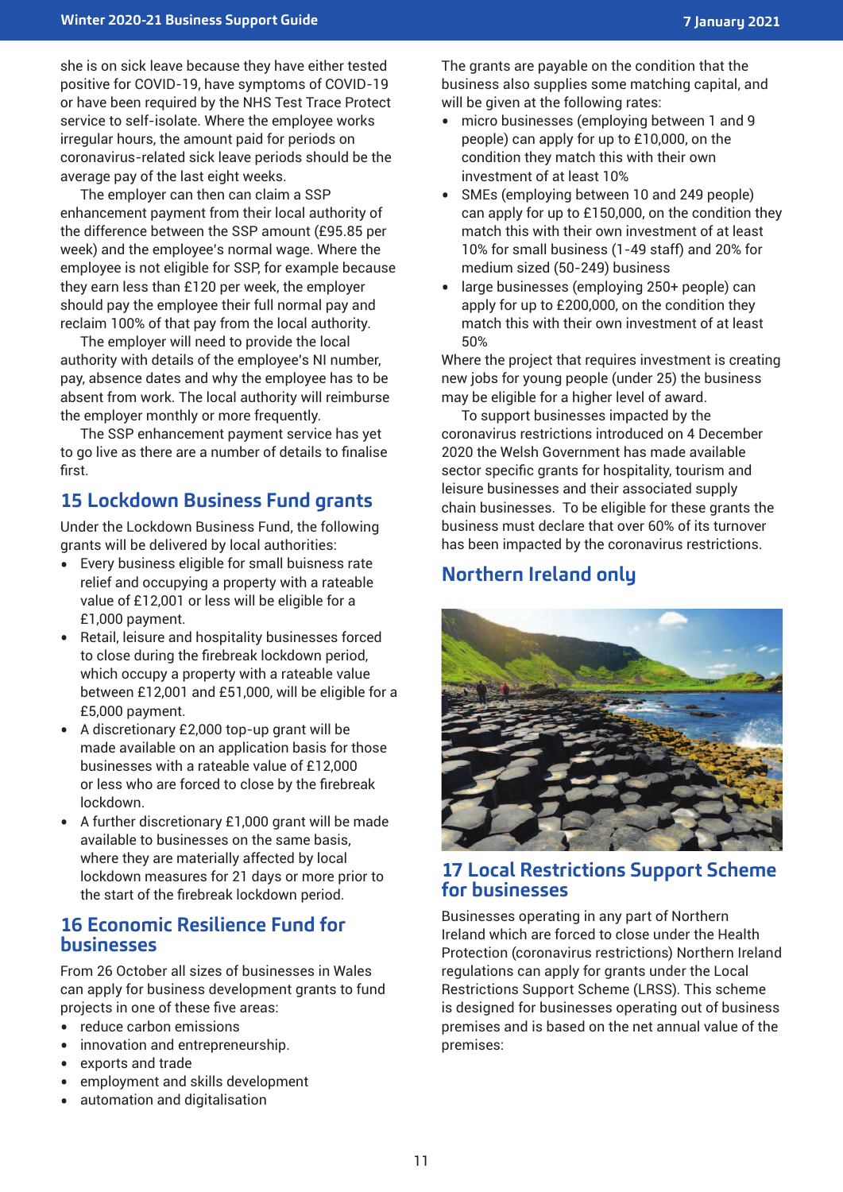she is on sick leave because they have either tested positive for COVID-19, have symptoms of COVID-19 or have been required by the NHS Test Trace Protect service to self-isolate. Where the employee works irregular hours, the amount paid for periods on coronavirus-related sick leave periods should be the average pay of the last eight weeks.

The employer can then can claim a SSP enhancement payment from their local authority of the difference between the SSP amount (£95.85 per week) and the employee's normal wage. Where the employee is not eligible for SSP, for example because they earn less than £120 per week, the employer should pay the employee their full normal pay and reclaim 100% of that pay from the local authority.

The employer will need to provide the local authority with details of the employee's NI number, pay, absence dates and why the employee has to be absent from work. The local authority will reimburse the employer monthly or more frequently.

The SSP enhancement payment service has yet to go live as there are a number of details to finalise first.

## 15 Lockdown Business Fund grants

Under the Lockdown Business Fund, the following grants will be delivered by local authorities:

- Every business eligible for small buisness rate relief and occupying a property with a rateable value of £12,001 or less will be eligible for a £1,000 payment.
- Retail, leisure and hospitality businesses forced to close during the firebreak lockdown period, which occupy a property with a rateable value between £12,001 and £51,000, will be eligible for a £5,000 payment.
- A discretionary £2,000 top-up grant will be made available on an application basis for those businesses with a rateable value of £12,000 or less who are forced to close by the firebreak lockdown.
- A further discretionary £1,000 grant will be made available to businesses on the same basis, where they are materially affected by local lockdown measures for 21 days or more prior to the start of the firebreak lockdown period.

## 16 Economic Resilience Fund for businesses

From 26 October all sizes of businesses in Wales can apply for business development grants to fund projects in one of these five areas:

- reduce carbon emissions
- innovation and entrepreneurship.
- exports and trade
- employment and skills development
- automation and digitalisation

The grants are payable on the condition that the business also supplies some matching capital, and will be given at the following rates:

- micro businesses (employing between 1 and 9 people) can apply for up to £10,000, on the condition they match this with their own investment of at least 10%
- SMEs (employing between 10 and 249 people) can apply for up to £150,000, on the condition they match this with their own investment of at least 10% for small business (1-49 staff) and 20% for medium sized (50-249) business
- large businesses (employing 250+ people) can apply for up to £200,000, on the condition they match this with their own investment of at least 50%

Where the project that requires investment is creating new jobs for young people (under 25) the business may be eligible for a higher level of award.

To support businesses impacted by the coronavirus restrictions introduced on 4 December 2020 the Welsh Government has made available sector specific grants for hospitality, tourism and leisure businesses and their associated supply chain businesses. To be eligible for these grants the business must declare that over 60% of its turnover has been impacted by the coronavirus restrictions.

# Northern Ireland only

## 17 Local Restrictions Support Scheme for businesses

Businesses operating in any part of Northern Ireland which are forced to close under the Health Protection (coronavirus restrictions) Northern Ireland regulations can apply for grants under the Local Restrictions Support Scheme (LRSS). This scheme is designed for businesses operating out of business premises and is based on the net annual value of the premises: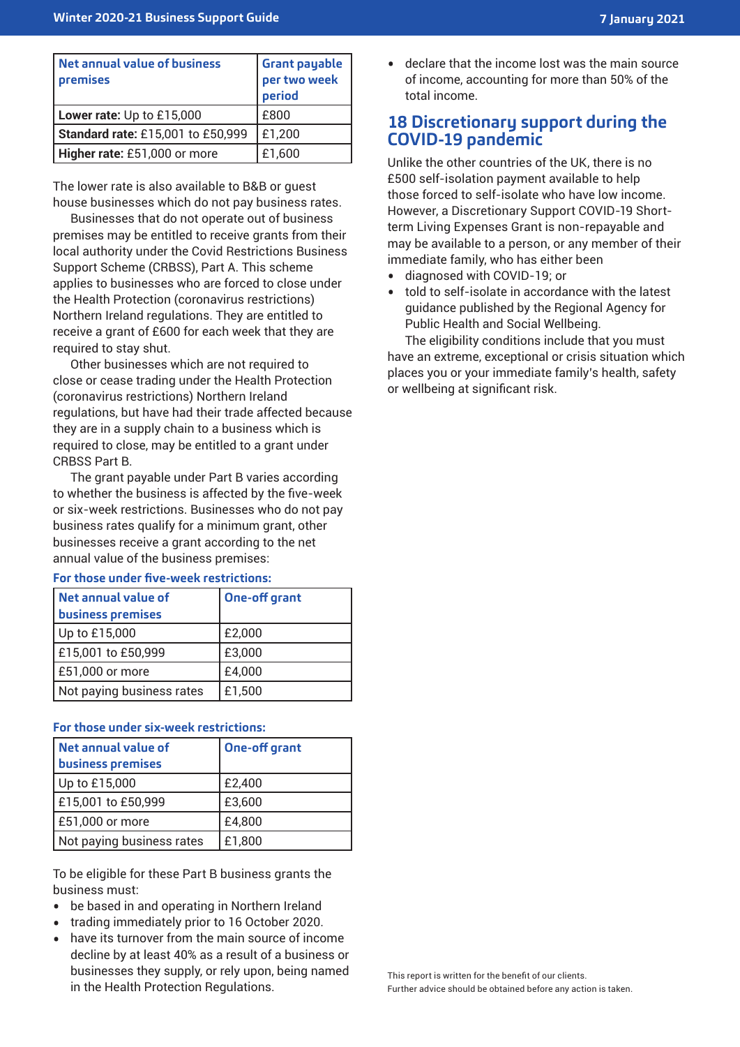| Net annual value of business premises | Grant payable per two week period |
|---|---|
| **Lower rate:** Up to £15,000 | £800 |
| **Standard rate:** £15,001 to £50,999 | £1,200 |
| **Higher rate:** £51,000 or more | £1,600 |

The lower rate is also available to B&B or guest house businesses which do not pay business rates.

Businesses that do not operate out of business premises may be entitled to receive grants from their local authority under the Covid Restrictions Business Support Scheme (CRBSS), Part A. This scheme applies to businesses who are forced to close under the Health Protection (coronavirus restrictions) Northern Ireland regulations. They are entitled to receive a grant of £600 for each week that they are required to stay shut.

Other businesses which are not required to close or cease trading under the Health Protection (coronavirus restrictions) Northern Ireland regulations, but have had their trade affected because they are in a supply chain to a business which is required to close, may be entitled to a grant under CRBSS Part B.

The grant payable under Part B varies according to whether the business is affected by the five-week or six-week restrictions. Businesses who do not pay business rates qualify for a minimum grant, other businesses receive a grant according to the net annual value of the business premises:

**For those under five-week restrictions:**

| Net annual value of business premises | One-off grant |
|---|---|
| Up to £15,000 | £2,000 |
| £15,001 to £50,999 | £3,000 |
| £51,000 or more | £4,000 |
| Not paying business rates | £1,500 |

**For those under six-week restrictions:**

| Net annual value of business premises | One-off grant |
|---|---|
| Up to £15,000 | £2,400 |
| £15,001 to £50,999 | £3,600 |
| £51,000 or more | £4,800 |
| Not paying business rates | £1,800 |

To be eligible for these Part B business grants the business must:

- be based in and operating in Northern Ireland
- trading immediately prior to 16 October 2020.
- have its turnover from the main source of income decline by at least 40% as a result of a business or businesses they supply, or rely upon, being named in the Health Protection Regulations.
- declare that the income lost was the main source of income, accounting for more than 50% of the total income.

## 18 Discretionary support during the COVID-19 pandemic

Unlike the other countries of the UK, there is no £500 self-isolation payment available to help those forced to self-isolate who have low income. However, a Discretionary Support COVID-19 Short-term Living Expenses Grant is non-repayable and may be available to a person, or any member of their immediate family, who has either been

- diagnosed with COVID-19; or
- told to self-isolate in accordance with the latest guidance published by the Regional Agency for Public Health and Social Wellbeing.

The eligibility conditions include that you must have an extreme, exceptional or crisis situation which places you or your immediate family's health, safety or wellbeing at significant risk.

This report is written for the benefit of our clients.
Further advice should be obtained before any action is taken.